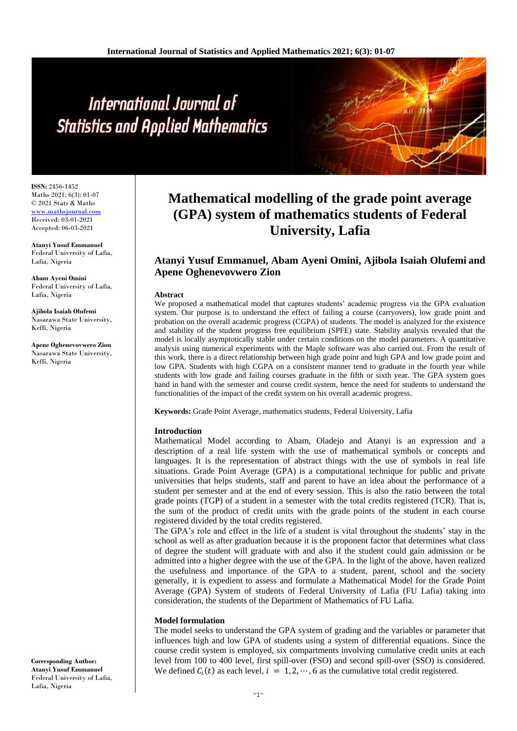**ISSN:** 2456-1452
Maths 2021; 6(3): 01-07
© 2021 Stats & Maths
www.mathsjournal.com
Received: 03-01-2021
Accepted: 06-03-2021

**Atanyi Yusuf Emmanuel**
Federal University of Lafia, Lafia, Nigeria

**Abam Ayeni Omini**
Federal University of Lafia, Lafia, Nigeria

**Ajibola Isaiah Olufemi**
Nasarawa State University, Keffi, Nigeria

**Apene Oghenevovwero Zion**
Nasarawa State University, Keffi, Nigeria

**Corresponding Author:**
**Atanyi Yusuf Emmanuel**
Federal University of Lafia, Lafia, Nigeria

# Mathematical modelling of the grade point average (GPA) system of mathematics students of Federal University, Lafia

## Atanyi Yusuf Emmanuel, Abam Ayeni Omini, Ajibola Isaiah Olufemi and Apene Oghenevovwero Zion

### Abstract

We proposed a mathematical model that captures students' academic progress via the GPA evaluation system. Our purpose is to understand the effect of failing a course (carryovers), low grade point and probation on the overall academic progress (CGPA) of students. The model is analyzed for the existence and stability of the student progress free equilibrium (SPFE) state. Stability analysis revealed that the model is locally asymptotically stable under certain conditions on the model parameters. A quantitative analysis using numerical experiments with the Maple software was also carried out. From the result of this work, there is a direct relationship between high grade point and high GPA and low grade point and low GPA. Students with high CGPA on a consistent manner tend to graduate in the fourth year while students with low grade and failing courses graduate in the fifth or sixth year. The GPA system goes hand in hand with the semester and course credit system, hence the need for students to understand the functionalities of the impact of the credit system on his overall academic progress.

**Keywords:** Grade Point Average, mathematics students, Federal University, Lafia

### Introduction

Mathematical Model according to Abam, Oladejo and Atanyi is an expression and a description of a real life system with the use of mathematical symbols or concepts and languages. It is the representation of abstract things with the use of symbols in real life situations. Grade Point Average (GPA) is a computational technique for public and private universities that helps students, staff and parent to have an idea about the performance of a student per semester and at the end of every session. This is also the ratio between the total grade points (TGP) of a student in a semester with the total credits registered (TCR). That is, the sum of the product of credit units with the grade points of the student in each course registered divided by the total credits registered.

The GPA's role and effect in the life of a student is vital throughout the students' stay in the school as well as after graduation because it is the proponent factor that determines what class of degree the student will graduate with and also if the student could gain admission or be admitted into a higher degree with the use of the GPA. In the light of the above, haven realized the usefulness and importance of the GPA to a student, parent, school and the society generally, it is expedient to assess and formulate a Mathematical Model for the Grade Point Average (GPA) System of students of Federal University of Lafia (FU Lafia) taking into consideration, the students of the Department of Mathematics of FU Lafia.

### Model formulation

The model seeks to understand the GPA system of grading and the variables or parameter that influences high and low GPA of students using a system of differential equations. Since the course credit system is employed, six compartments involving cumulative credit units at each level from 100 to 400 level, first spill-over (FSO) and second spill-over (SSO) is considered. We defined $C_i(t)$ as each level, $i = 1, 2, \cdots, 6$ as the cumulative total credit registered.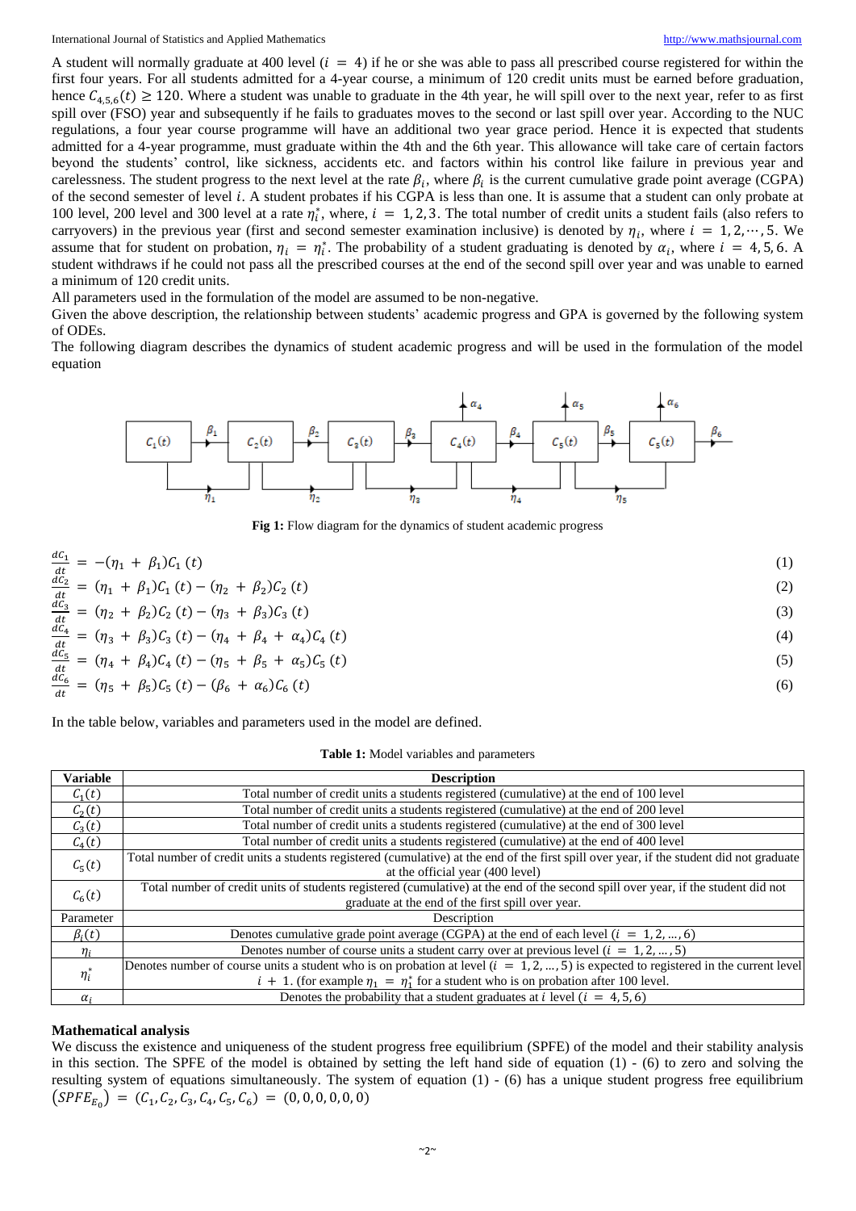A student will normally graduate at 400 level ($i = 4$) if he or she was able to pass all prescribed course registered for within the first four years. For all students admitted for a 4-year course, a minimum of 120 credit units must be earned before graduation, hence $C_{4,5,6}(t) \geq 120$. Where a student was unable to graduate in the 4th year, he will spill over to the next year, refer to as first spill over (FSO) year and subsequently if he fails to graduates moves to the second or last spill over year. According to the NUC regulations, a four year course programme will have an additional two year grace period. Hence it is expected that students admitted for a 4-year programme, must graduate within the 4th and the 6th year. This allowance will take care of certain factors beyond the students' control, like sickness, accidents etc. and factors within his control like failure in previous year and carelessness. The student progress to the next level at the rate $\beta_i$, where $\beta_i$ is the current cumulative grade point average (CGPA) of the second semester of level $i$. A student probates if his CGPA is less than one. It is assume that a student can only probate at 100 level, 200 level and 300 level at a rate $\eta_i^*$, where, $i = 1, 2, 3$. The total number of credit units a student fails (also refers to carryovers) in the previous year (first and second semester examination inclusive) is denoted by $\eta_i$, where $i = 1, 2, \cdots, 5$. We assume that for student on probation, $\eta_i = \eta_i^*$. The probability of a student graduating is denoted by $\alpha_i$, where $i = 4, 5, 6$. A student withdraws if he could not pass all the prescribed courses at the end of the second spill over year and was unable to earned a minimum of 120 credit units.

All parameters used in the formulation of the model are assumed to be non-negative.

Given the above description, the relationship between students' academic progress and GPA is governed by the following system of ODEs.

The following diagram describes the dynamics of student academic progress and will be used in the formulation of the model equation

**Fig 1:** Flow diagram for the dynamics of student academic progress

$$\frac{dC_1}{dt} = -(\eta_1 + \beta_1)C_1(t) \tag{1}$$

$$\frac{dC_2}{dt} = (\eta_1 + \beta_1)C_1(t) - (\eta_2 + \beta_2)C_2(t) \tag{2}$$

$$\frac{dC_3}{dt} = (\eta_2 + \beta_2)C_2(t) - (\eta_3 + \beta_3)C_3(t) \tag{3}$$

$$\frac{dC_4}{dt} = (\eta_3 + \beta_3)C_3(t) - (\eta_4 + \beta_4 + \alpha_4)C_4(t) \tag{4}$$

$$\frac{dC_5}{dt} = (\eta_4 + \beta_4)C_4(t) - (\eta_5 + \beta_5 + \alpha_5)C_5(t) \tag{5}$$

$$\frac{dC_6}{dt} = (\eta_5 + \beta_5)C_5(t) - (\beta_6 + \alpha_6)C_6(t) \tag{6}$$

In the table below, variables and parameters used in the model are defined.

**Table 1:** Model variables and parameters

| Variable | Description |
|---|---|
| $C_1(t)$ | Total number of credit units a students registered (cumulative) at the end of 100 level |
| $C_2(t)$ | Total number of credit units a students registered (cumulative) at the end of 200 level |
| $C_3(t)$ | Total number of credit units a students registered (cumulative) at the end of 300 level |
| $C_4(t)$ | Total number of credit units a students registered (cumulative) at the end of 400 level |
| $C_5(t)$ | Total number of credit units a students registered (cumulative) at the end of the first spill over year, if the student did not graduate at the official year (400 level) |
| $C_6(t)$ | Total number of credit units of students registered (cumulative) at the end of the second spill over year, if the student did not graduate at the end of the first spill over year. |
| Parameter | Description |
| $\beta_i(t)$ | Denotes cumulative grade point average (CGPA) at the end of each level ($i = 1, 2, \ldots, 6$) |
| $\eta_i$ | Denotes number of course units a student carry over at previous level ($i = 1, 2, \ldots, 5$) |
| $\eta_i^*$ | Denotes number of course units a student who is on probation at level ($i = 1, 2, \ldots, 5$) is expected to registered in the current level $i + 1$. (for example $\eta_1 = \eta_1^*$ for a student who is on probation after 100 level. |
| $\alpha_i$ | Denotes the probability that a student graduates at $i$ level ($i = 4, 5, 6$) |

**Mathematical analysis**

We discuss the existence and uniqueness of the student progress free equilibrium (SPFE) of the model and their stability analysis in this section. The SPFE of the model is obtained by setting the left hand side of equation (1) - (6) to zero and solving the resulting system of equations simultaneously. The system of equation (1) - (6) has a unique student progress free equilibrium $(SPFE_{E_0}) = (C_1, C_2, C_3, C_4, C_5, C_6) = (0, 0, 0, 0, 0, 0)$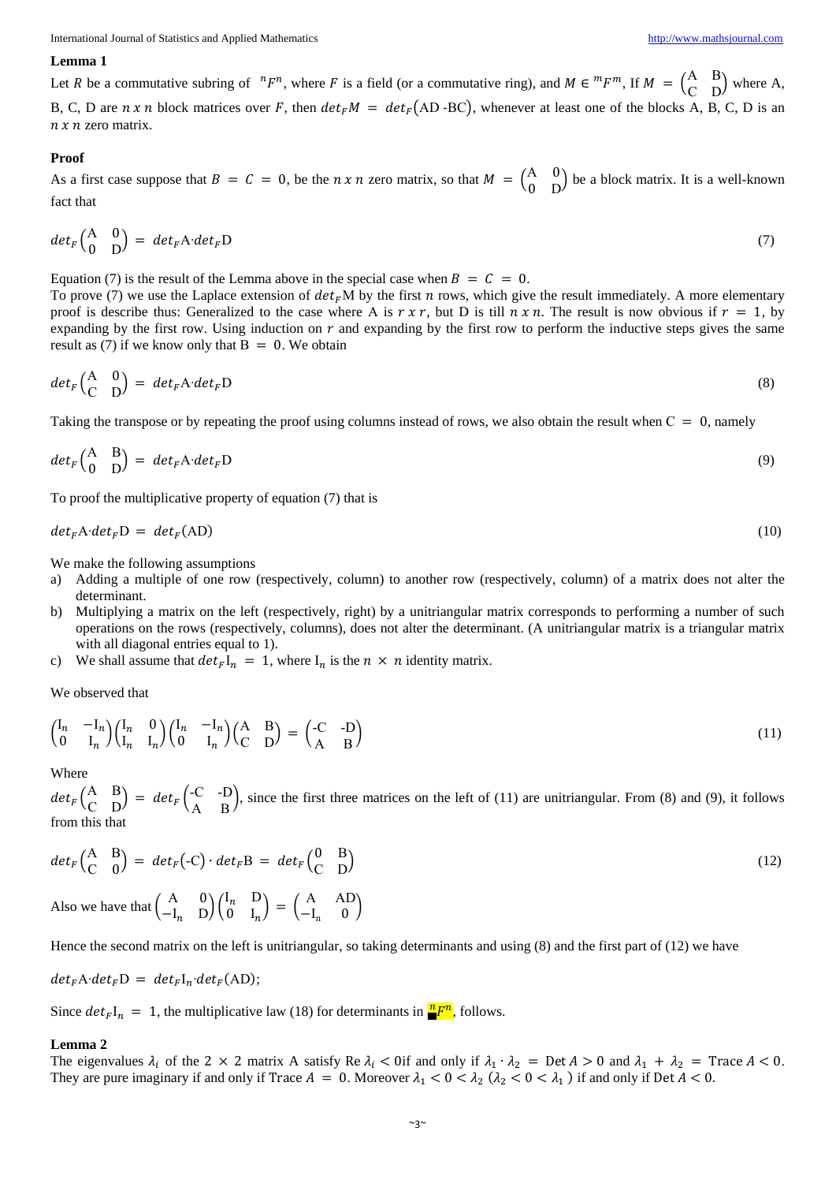### Lemma 1

Let $R$ be a commutative subring of ${}^{n}F^{n}$, where $F$ is a field (or a commutative ring), and $M \in {}^{m}F^{m}$, If $M = \begin{pmatrix} A & B \\ C & D \end{pmatrix}$ where A, B, C, D are $n \times n$ block matrices over $F$, then $det_F M = det_F(\text{AD -BC})$, whenever at least one of the blocks A, B, C, D is an $n \times n$ zero matrix.

### Proof

As a first case suppose that $B = C = 0$, be the $n \times n$ zero matrix, so that $M = \begin{pmatrix} A & 0 \\ 0 & D \end{pmatrix}$ be a block matrix. It is a well-known fact that

$$det_F \begin{pmatrix} A & 0 \\ 0 & D \end{pmatrix} = det_F \text{A} \cdot det_F \text{D} \tag{7}$$

Equation (7) is the result of the Lemma above in the special case when $B = C = 0$.
To prove (7) we use the Laplace extension of $det_F$M by the first $n$ rows, which give the result immediately. A more elementary proof is describe thus: Generalized to the case where A is $r \times r$, but D is till $n \times n$. The result is now obvious if $r = 1$, by expanding by the first row. Using induction on $r$ and expanding by the first row to perform the inductive steps gives the same result as (7) if we know only that $\text{B} = 0$. We obtain

$$det_F \begin{pmatrix} A & 0 \\ C & D \end{pmatrix} = det_F \text{A} \cdot det_F \text{D} \tag{8}$$

Taking the transpose or by repeating the proof using columns instead of rows, we also obtain the result when $\text{C} = 0$, namely

$$det_F \begin{pmatrix} A & B \\ 0 & D \end{pmatrix} = det_F \text{A} \cdot det_F \text{D} \tag{9}$$

To proof the multiplicative property of equation (7) that is

$$det_F \text{A} \cdot det_F \text{D} = det_F(\text{AD}) \tag{10}$$

We make the following assumptions

a) Adding a multiple of one row (respectively, column) to another row (respectively, column) of a matrix does not alter the determinant.
b) Multiplying a matrix on the left (respectively, right) by a unitriangular matrix corresponds to performing a number of such operations on the rows (respectively, columns), does not alter the determinant. (A unitriangular matrix is a triangular matrix with all diagonal entries equal to 1).
c) We shall assume that $det_F \text{I}_n = 1$, where $\text{I}_n$ is the $n \times n$ identity matrix.

We observed that

$$\begin{pmatrix} I_n & -I_n \\ 0 & I_n \end{pmatrix} \begin{pmatrix} I_n & 0 \\ I_n & I_n \end{pmatrix} \begin{pmatrix} I_n & -I_n \\ 0 & I_n \end{pmatrix} \begin{pmatrix} A & B \\ C & D \end{pmatrix} = \begin{pmatrix} -C & -D \\ A & B \end{pmatrix} \tag{11}$$

Where

$det_F \begin{pmatrix} A & B \\ C & D \end{pmatrix} = det_F \begin{pmatrix} -C & -D \\ A & B \end{pmatrix}$, since the first three matrices on the left of (11) are unitriangular. From (8) and (9), it follows from this that

$$det_F \begin{pmatrix} A & B \\ C & 0 \end{pmatrix} = det_F(\text{-C}) \cdot det_F \text{B} = det_F \begin{pmatrix} 0 & B \\ C & D \end{pmatrix} \tag{12}$$

Also we have that $\begin{pmatrix} A & 0 \\ -I_n & D \end{pmatrix} \begin{pmatrix} I_n & D \\ 0 & I_n \end{pmatrix} = \begin{pmatrix} A & AD \\ -I_n & 0 \end{pmatrix}$

Hence the second matrix on the left is unitriangular, so taking determinants and using (8) and the first part of (12) we have

$det_F \text{A} \cdot det_F \text{D} = det_F \text{I}_n \cdot det_F(\text{AD})$;

Since $det_F \text{I}_n = 1$, the multiplicative law (18) for determinants in ${}^{n}F^{n}$, follows.

### Lemma 2

The eigenvalues $\lambda_i$ of the $2 \times 2$ matrix A satisfy Re $\lambda_i < 0$if and only if $\lambda_1 \cdot \lambda_2 = \text{Det}\, A > 0$ and $\lambda_1 + \lambda_2 = \text{Trace}\, A < 0$. They are pure imaginary if and only if Trace $A = 0$. Moreover $\lambda_1 < 0 < \lambda_2$ ($\lambda_2 < 0 < \lambda_1$ ) if and only if Det $A < 0$.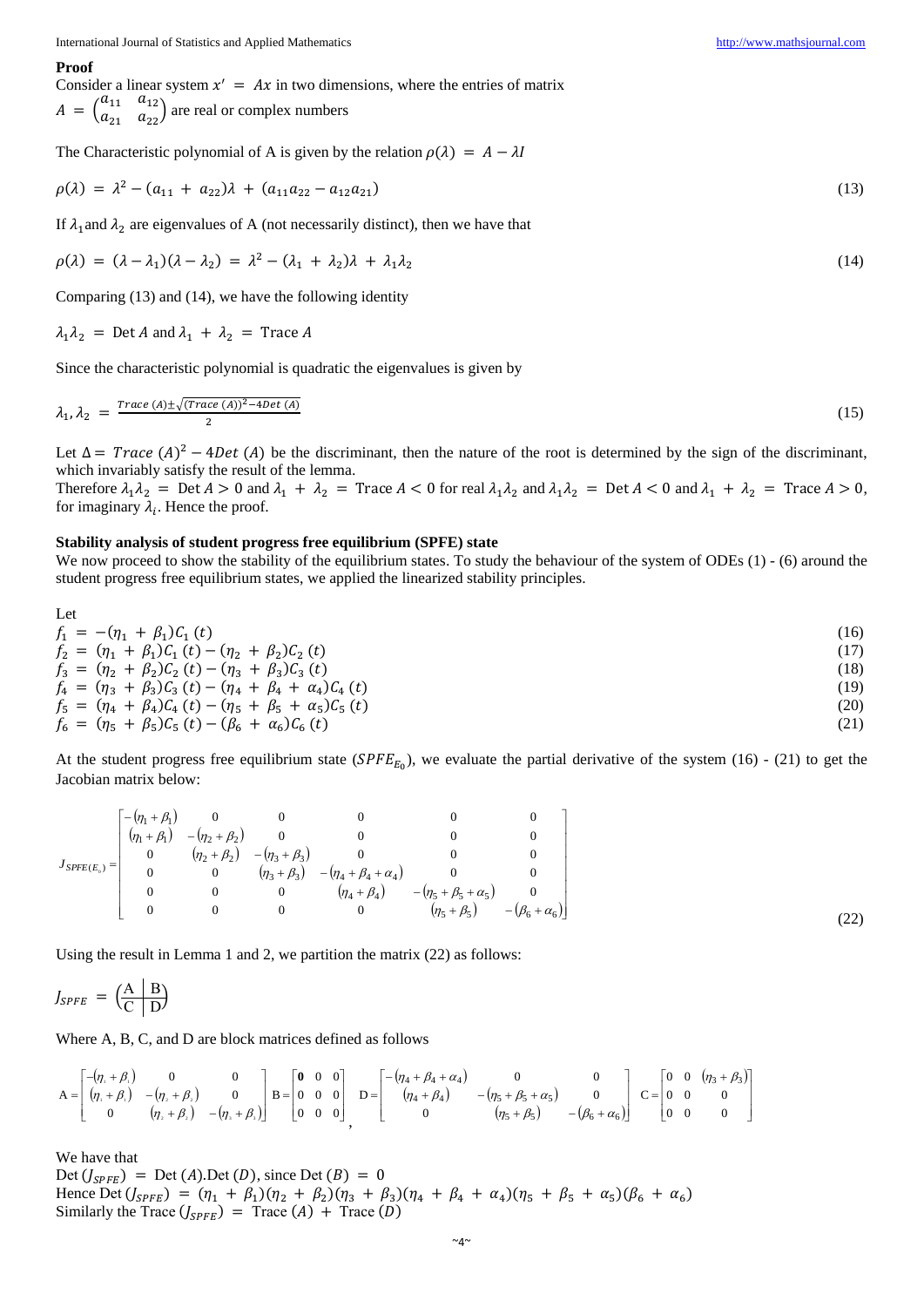**Proof**

Consider a linear system $x' = Ax$ in two dimensions, where the entries of matrix $A = \begin{pmatrix} a_{11} & a_{12} \\ a_{21} & a_{22} \end{pmatrix}$ are real or complex numbers

The Characteristic polynomial of A is given by the relation $\rho(\lambda) = A - \lambda I$

$$\rho(\lambda) = \lambda^2 - (a_{11} + a_{22})\lambda + (a_{11}a_{22} - a_{12}a_{21}) \tag{13}$$

If $\lambda_1$ and $\lambda_2$ are eigenvalues of A (not necessarily distinct), then we have that

$$\rho(\lambda) = (\lambda - \lambda_1)(\lambda - \lambda_2) = \lambda^2 - (\lambda_1 + \lambda_2)\lambda + \lambda_1\lambda_2 \tag{14}$$

Comparing (13) and (14), we have the following identity

$\lambda_1\lambda_2 = \text{Det } A$ and $\lambda_1 + \lambda_2 = \text{Trace } A$

Since the characteristic polynomial is quadratic the eigenvalues is given by

$$\lambda_1, \lambda_2 = \frac{Trace\ (A) \pm \sqrt{(Trace\ (A))^2 - 4Det\ (A)}}{2} \tag{15}$$

Let $\Delta = Trace\ (A)^2 - 4Det\ (A)$ be the discriminant, then the nature of the root is determined by the sign of the discriminant, which invariably satisfy the result of the lemma.

Therefore $\lambda_1\lambda_2 = \text{Det } A > 0$ and $\lambda_1 + \lambda_2 = \text{Trace } A < 0$ for real $\lambda_1\lambda_2$ and $\lambda_1\lambda_2 = \text{Det } A < 0$ and $\lambda_1 + \lambda_2 = \text{Trace } A > 0$, for imaginary $\lambda_i$. Hence the proof.

**Stability analysis of student progress free equilibrium (SPFE) state**

We now proceed to show the stability of the equilibrium states. To study the behaviour of the system of ODEs (1) - (6) around the student progress free equilibrium states, we applied the linearized stability principles.

Let

$$f_1 = -(\eta_1 + \beta_1)C_1(t) \tag{16}$$
$$f_2 = (\eta_1 + \beta_1)C_1(t) - (\eta_2 + \beta_2)C_2(t) \tag{17}$$
$$f_3 = (\eta_2 + \beta_2)C_2(t) - (\eta_3 + \beta_3)C_3(t) \tag{18}$$
$$f_4 = (\eta_3 + \beta_3)C_3(t) - (\eta_4 + \beta_4 + \alpha_4)C_4(t) \tag{19}$$
$$f_5 = (\eta_4 + \beta_4)C_4(t) - (\eta_5 + \beta_5 + \alpha_5)C_5(t) \tag{20}$$
$$f_6 = (\eta_5 + \beta_5)C_5(t) - (\beta_6 + \alpha_6)C_6(t) \tag{21}$$

At the student progress free equilibrium state ($SPFE_{E_0}$), we evaluate the partial derivative of the system (16) - (21) to get the Jacobian matrix below:

$$J_{SPFE(E_0)} = \begin{bmatrix} -(\eta_1+\beta_1) & 0 & 0 & 0 & 0 & 0 \\ (\eta_1+\beta_1) & -(\eta_2+\beta_2) & 0 & 0 & 0 & 0 \\ 0 & (\eta_2+\beta_2) & -(\eta_3+\beta_3) & 0 & 0 & 0 \\ 0 & 0 & (\eta_3+\beta_3) & -(\eta_4+\beta_4+\alpha_4) & 0 & 0 \\ 0 & 0 & 0 & (\eta_4+\beta_4) & -(\eta_5+\beta_5+\alpha_5) & 0 \\ 0 & 0 & 0 & 0 & (\eta_5+\beta_5) & -(\beta_6+\alpha_6) \end{bmatrix} \tag{22}$$

Using the result in Lemma 1 and 2, we partition the matrix (22) as follows:

$$J_{SPFE} = \left(\begin{array}{c|c} A & B \\ \hline C & D \end{array}\right)$$

Where A, B, C, and D are block matrices defined as follows

$$A = \begin{bmatrix} -(\eta_1+\beta_1) & 0 & 0 \\ (\eta_1+\beta_1) & -(\eta_2+\beta_2) & 0 \\ 0 & (\eta_2+\beta_2) & -(\eta_3+\beta_3) \end{bmatrix} \quad B = \begin{bmatrix} 0 & 0 & 0 \\ 0 & 0 & 0 \\ 0 & 0 & 0 \end{bmatrix}, \quad D = \begin{bmatrix} -(\eta_4+\beta_4+\alpha_4) & 0 & 0 \\ (\eta_4+\beta_4) & -(\eta_5+\beta_5+\alpha_5) & 0 \\ 0 & (\eta_5+\beta_5) & -(\beta_6+\alpha_6) \end{bmatrix} \quad C = \begin{bmatrix} 0 & 0 & (\eta_3+\beta_3) \\ 0 & 0 & 0 \\ 0 & 0 & 0 \end{bmatrix}$$

We have that

$\text{Det}(J_{SPFE}) = \text{Det}(A).\text{Det}(D)$, since $\text{Det}(B) = 0$

Hence $\text{Det}(J_{SPFE}) = (\eta_1 + \beta_1)(\eta_2 + \beta_2)(\eta_3 + \beta_3)(\eta_4 + \beta_4 + \alpha_4)(\eta_5 + \beta_5 + \alpha_5)(\beta_6 + \alpha_6)$

Similarly the $\text{Trace}(J_{SPFE}) = \text{Trace}(A) + \text{Trace}(D)$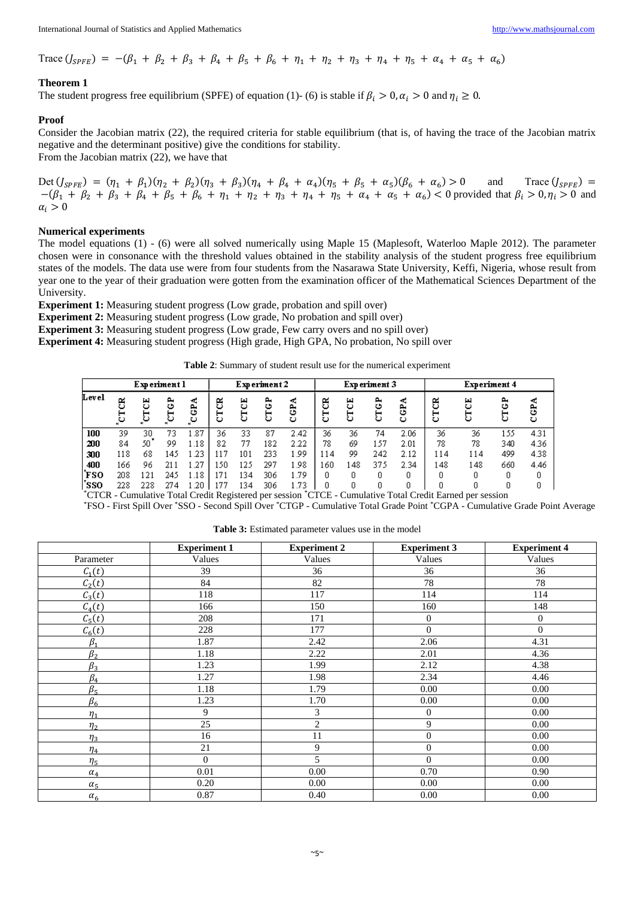$$\text{Trace}\,(J_{SPFE}) = -(\beta_1 + \beta_2 + \beta_3 + \beta_4 + \beta_5 + \beta_6 + \eta_1 + \eta_2 + \eta_3 + \eta_4 + \eta_5 + \alpha_4 + \alpha_5 + \alpha_6)$$

### Theorem 1

The student progress free equilibrium (SPFE) of equation (1)- (6) is stable if $\beta_i > 0, \alpha_i > 0$ and $\eta_i \geq 0$.

### Proof

Consider the Jacobian matrix (22), the required criteria for stable equilibrium (that is, of having the trace of the Jacobian matrix negative and the determinant positive) give the conditions for stability.

From the Jacobian matrix (22), we have that

$\text{Det}\,(J_{SPFE}) = (\eta_1 + \beta_1)(\eta_2 + \beta_2)(\eta_3 + \beta_3)(\eta_4 + \beta_4 + \alpha_4)(\eta_5 + \beta_5 + \alpha_5)(\beta_6 + \alpha_6) > 0$ and $\text{Trace}\,(J_{SPFE}) = -(\beta_1 + \beta_2 + \beta_3 + \beta_4 + \beta_5 + \beta_6 + \eta_1 + \eta_2 + \eta_3 + \eta_4 + \eta_5 + \alpha_4 + \alpha_5 + \alpha_6) < 0$ provided that $\beta_i > 0, \eta_i > 0$ and $\alpha_i > 0$

### Numerical experiments

The model equations (1) - (6) were all solved numerically using Maple 15 (Maplesoft, Waterloo Maple 2012). The parameter chosen were in consonance with the threshold values obtained in the stability analysis of the student progress free equilibrium states of the models. The data use were from four students from the Nasarawa State University, Keffi, Nigeria, whose result from year one to the year of their graduation were gotten from the examination officer of the Mathematical Sciences Department of the University.

**Experiment 1:** Measuring student progress (Low grade, probation and spill over)

**Experiment 2:** Measuring student progress (Low grade, No probation and spill over)

**Experiment 3:** Measuring student progress (Low grade, Few carry overs and no spill over)

**Experiment 4:** Measuring student progress (High grade, High GPA, No probation, No spill over

**Table 2**: Summary of student result use for the numerical experiment

| | Experiment 1 | | | | Experiment 2 | | | | Experiment 3 | | | | Experiment 4 | | | |
|---|---|---|---|---|---|---|---|---|---|---|---|---|---|---|---|---|
| Level | *CTCR | *CTCE | *CTGP | *CGPA | CTCR | CTCE | CTGP | CGPA | CTCR | CTCE | CTGP | CGPA | CTCR | CTCE | CTGP | CGPA |
| 100 | 39 | 30 | 73 | 1.87 | 36 | 33 | 87 | 2.42 | 36 | 36 | 74 | 2.06 | 36 | 36 | 155 | 4.31 |
| 200 | 84 | 50* | 99 | 1.18 | 82 | 77 | 182 | 2.22 | 78 | 69 | 157 | 2.01 | 78 | 78 | 340 | 4.36 |
| 300 | 118 | 68 | 145 | 1.23 | 117 | 101 | 233 | 1.99 | 114 | 99 | 242 | 2.12 | 114 | 114 | 499 | 4.38 |
| 400 | 166 | 96 | 211 | 1.27 | 150 | 125 | 297 | 1.98 | 160 | 148 | 375 | 2.34 | 148 | 148 | 660 | 4.46 |
| *FSO | 208 | 121 | 245 | 1.18 | 171 | 134 | 306 | 1.79 | 0 | 0 | 0 | 0 | 0 | 0 | 0 | 0 |
| *SSO | 228 | 228 | 274 | 1.20 | 177 | 134 | 306 | 1.73 | 0 | 0 | 0 | 0 | 0 | 0 | 0 | 0 |

*CTCR - Cumulative Total Credit Registered per session *CTCE - Cumulative Total Credit Earned per session

*FSO - First Spill Over *SSO - Second Spill Over *CTGP - Cumulative Total Grade Point *CGPA - Cumulative Grade Point Average

**Table 3:** Estimated parameter values use in the model

| | Experiment 1 | Experiment 2 | Experiment 3 | Experiment 4 |
|---|---|---|---|---|
| Parameter | Values | Values | Values | Values |
| $C_1(t)$ | 39 | 36 | 36 | 36 |
| $C_2(t)$ | 84 | 82 | 78 | 78 |
| $C_3(t)$ | 118 | 117 | 114 | 114 |
| $C_4(t)$ | 166 | 150 | 160 | 148 |
| $C_5(t)$ | 208 | 171 | 0 | 0 |
| $C_6(t)$ | 228 | 177 | 0 | 0 |
| $\beta_1$ | 1.87 | 2.42 | 2.06 | 4.31 |
| $\beta_2$ | 1.18 | 2.22 | 2.01 | 4.36 |
| $\beta_3$ | 1.23 | 1.99 | 2.12 | 4.38 |
| $\beta_4$ | 1.27 | 1.98 | 2.34 | 4.46 |
| $\beta_5$ | 1.18 | 1.79 | 0.00 | 0.00 |
| $\beta_6$ | 1.23 | 1.70 | 0.00 | 0.00 |
| $\eta_1$ | 9 | 3 | 0 | 0.00 |
| $\eta_2$ | 25 | 2 | 9 | 0.00 |
| $\eta_3$ | 16 | 11 | 0 | 0.00 |
| $\eta_4$ | 21 | 9 | 0 | 0.00 |
| $\eta_5$ | 0 | 5 | 0 | 0.00 |
| $\alpha_4$ | 0.01 | 0.00 | 0.70 | 0.90 |
| $\alpha_5$ | 0.20 | 0.00 | 0.00 | 0.00 |
| $\alpha_6$ | 0.87 | 0.40 | 0.00 | 0.00 |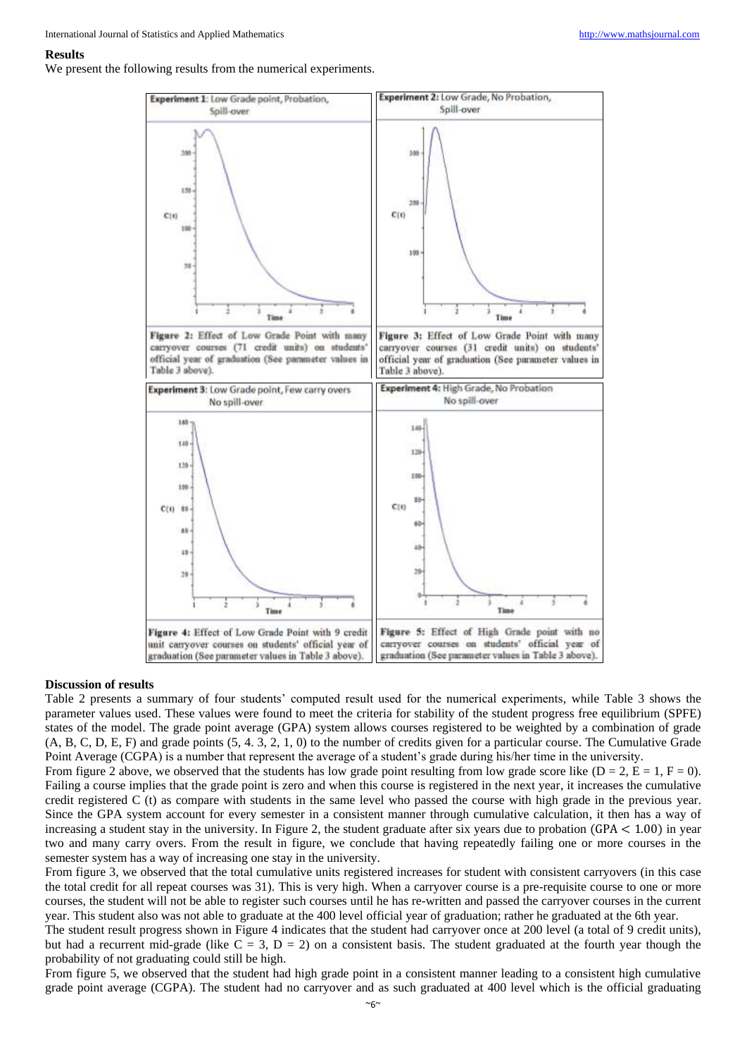## Results

We present the following results from the numerical experiments.

| **Experiment 1**: Low Grade point, Probation, Spill-over | **Experiment 2**: Low Grade, No Probation, Spill-over |
|---|---|
| **Figure 2:** Effect of Low Grade Point with many carryover courses (71 credit units) on students' official year of graduation (See parameter values in Table 3 above). | **Figure 3:** Effect of Low Grade Point with many carryover courses (31 credit units) on students' official year of graduation (See parameter values in Table 3 above). |
| **Experiment 3**: Low Grade point, Few carry overs No spill-over | **Experiment 4**: High Grade, No Probation No spill-over |
| **Figure 4:** Effect of Low Grade Point with 9 credit unit carryover courses on students' official year of graduation (See parameter values in Table 3 above). | **Figure 5:** Effect of High Grade point with no carryover courses on students' official year of graduation (See parameter values in Table 3 above). |

## Discussion of results

Table 2 presents a summary of four students' computed result used for the numerical experiments, while Table 3 shows the parameter values used. These values were found to meet the criteria for stability of the student progress free equilibrium (SPFE) states of the model. The grade point average (GPA) system allows courses registered to be weighted by a combination of grade (A, B, C, D, E, F) and grade points (5, 4. 3, 2, 1, 0) to the number of credits given for a particular course. The Cumulative Grade Point Average (CGPA) is a number that represent the average of a student's grade during his/her time in the university.

From figure 2 above, we observed that the students has low grade point resulting from low grade score like (D = 2, E = 1, F = 0). Failing a course implies that the grade point is zero and when this course is registered in the next year, it increases the cumulative credit registered C (t) as compare with students in the same level who passed the course with high grade in the previous year. Since the GPA system account for every semester in a consistent manner through cumulative calculation, it then has a way of increasing a student stay in the university. In Figure 2, the student graduate after six years due to probation (GPA $< 1.00$) in year two and many carry overs. From the result in figure, we conclude that having repeatedly failing one or more courses in the semester system has a way of increasing one stay in the university.

From figure 3, we observed that the total cumulative units registered increases for student with consistent carryovers (in this case the total credit for all repeat courses was 31). This is very high. When a carryover course is a pre-requisite course to one or more courses, the student will not be able to register such courses until he has re-written and passed the carryover courses in the current year. This student also was not able to graduate at the 400 level official year of graduation; rather he graduated at the 6th year.

The student result progress shown in Figure 4 indicates that the student had carryover once at 200 level (a total of 9 credit units), but had a recurrent mid-grade (like C = 3, D = 2) on a consistent basis. The student graduated at the fourth year though the probability of not graduating could still be high.

From figure 5, we observed that the student had high grade point in a consistent manner leading to a consistent high cumulative grade point average (CGPA). The student had no carryover and as such graduated at 400 level which is the official graduating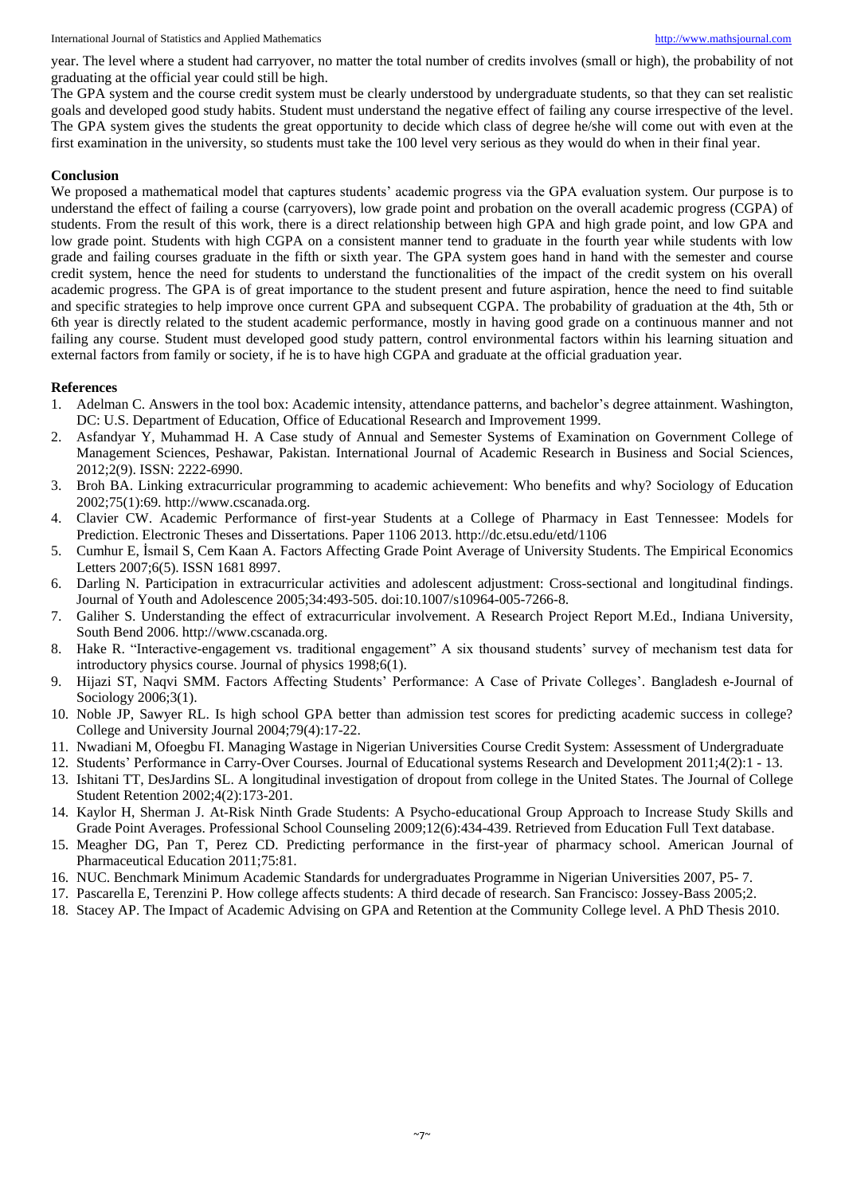year. The level where a student had carryover, no matter the total number of credits involves (small or high), the probability of not graduating at the official year could still be high.

The GPA system and the course credit system must be clearly understood by undergraduate students, so that they can set realistic goals and developed good study habits. Student must understand the negative effect of failing any course irrespective of the level. The GPA system gives the students the great opportunity to decide which class of degree he/she will come out with even at the first examination in the university, so students must take the 100 level very serious as they would do when in their final year.

## Conclusion

We proposed a mathematical model that captures students' academic progress via the GPA evaluation system. Our purpose is to understand the effect of failing a course (carryovers), low grade point and probation on the overall academic progress (CGPA) of students. From the result of this work, there is a direct relationship between high GPA and high grade point, and low GPA and low grade point. Students with high CGPA on a consistent manner tend to graduate in the fourth year while students with low grade and failing courses graduate in the fifth or sixth year. The GPA system goes hand in hand with the semester and course credit system, hence the need for students to understand the functionalities of the impact of the credit system on his overall academic progress. The GPA is of great importance to the student present and future aspiration, hence the need to find suitable and specific strategies to help improve once current GPA and subsequent CGPA. The probability of graduation at the 4th, 5th or 6th year is directly related to the student academic performance, mostly in having good grade on a continuous manner and not failing any course. Student must developed good study pattern, control environmental factors within his learning situation and external factors from family or society, if he is to have high CGPA and graduate at the official graduation year.

## References

1. Adelman C. Answers in the tool box: Academic intensity, attendance patterns, and bachelor's degree attainment. Washington, DC: U.S. Department of Education, Office of Educational Research and Improvement 1999.
2. Asfandyar Y, Muhammad H. A Case study of Annual and Semester Systems of Examination on Government College of Management Sciences, Peshawar, Pakistan. International Journal of Academic Research in Business and Social Sciences, 2012;2(9). ISSN: 2222-6990.
3. Broh BA. Linking extracurricular programming to academic achievement: Who benefits and why? Sociology of Education 2002;75(1):69. http://www.cscanada.org.
4. Clavier CW. Academic Performance of first-year Students at a College of Pharmacy in East Tennessee: Models for Prediction. Electronic Theses and Dissertations. Paper 1106 2013. http://dc.etsu.edu/etd/1106
5. Cumhur E, İsmail S, Cem Kaan A. Factors Affecting Grade Point Average of University Students. The Empirical Economics Letters 2007;6(5). ISSN 1681 8997.
6. Darling N. Participation in extracurricular activities and adolescent adjustment: Cross-sectional and longitudinal findings. Journal of Youth and Adolescence 2005;34:493-505. doi:10.1007/s10964-005-7266-8.
7. Galiher S. Understanding the effect of extracurricular involvement. A Research Project Report M.Ed., Indiana University, South Bend 2006. http://www.cscanada.org.
8. Hake R. "Interactive-engagement vs. traditional engagement" A six thousand students' survey of mechanism test data for introductory physics course. Journal of physics 1998;6(1).
9. Hijazi ST, Naqvi SMM. Factors Affecting Students' Performance: A Case of Private Colleges'. Bangladesh e-Journal of Sociology 2006;3(1).
10. Noble JP, Sawyer RL. Is high school GPA better than admission test scores for predicting academic success in college? College and University Journal 2004;79(4):17-22.
11. Nwadiani M, Ofoegbu FI. Managing Wastage in Nigerian Universities Course Credit System: Assessment of Undergraduate
12. Students' Performance in Carry-Over Courses. Journal of Educational systems Research and Development 2011;4(2):1 - 13.
13. Ishitani TT, DesJardins SL. A longitudinal investigation of dropout from college in the United States. The Journal of College Student Retention 2002;4(2):173-201.
14. Kaylor H, Sherman J. At-Risk Ninth Grade Students: A Psycho-educational Group Approach to Increase Study Skills and Grade Point Averages. Professional School Counseling 2009;12(6):434-439. Retrieved from Education Full Text database.
15. Meagher DG, Pan T, Perez CD. Predicting performance in the first-year of pharmacy school. American Journal of Pharmaceutical Education 2011;75:81.
16. NUC. Benchmark Minimum Academic Standards for undergraduates Programme in Nigerian Universities 2007, P5- 7.
17. Pascarella E, Terenzini P. How college affects students: A third decade of research. San Francisco: Jossey-Bass 2005;2.
18. Stacey AP. The Impact of Academic Advising on GPA and Retention at the Community College level. A PhD Thesis 2010.